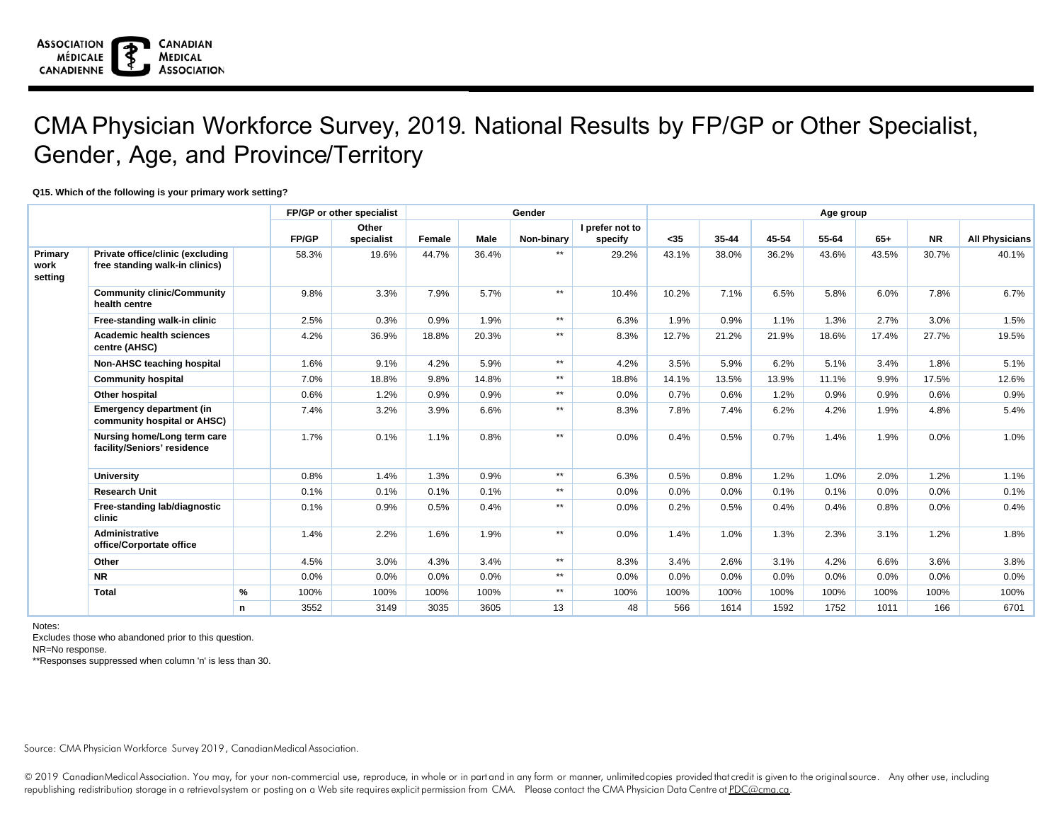# CMA Physician Workforce Survey, 2019. National Results by FP/GP or Other Specialist, Gender, Age, and Province/Territory

**Q15. Which of the following is your primary work setting?**

| | | | FP/GP or other specialist | | Gender | | | | Age group | | | | | | |
|---|---|---|---|---|---|---|---|---|---|---|---|---|---|---|---|
| | | | FP/GP | Other specialist | Female | Male | Non-binary | I prefer not to specify | <35 | 35-44 | 45-54 | 55-64 | 65+ | NR | All Physicians |
| Primary work setting | Private office/clinic (excluding free standing walk-in clinics) | | 58.3% | 19.6% | 44.7% | 36.4% | ** | 29.2% | 43.1% | 38.0% | 36.2% | 43.6% | 43.5% | 30.7% | 40.1% |
| | Community clinic/Community health centre | | 9.8% | 3.3% | 7.9% | 5.7% | ** | 10.4% | 10.2% | 7.1% | 6.5% | 5.8% | 6.0% | 7.8% | 6.7% |
| | Free-standing walk-in clinic | | 2.5% | 0.3% | 0.9% | 1.9% | ** | 6.3% | 1.9% | 0.9% | 1.1% | 1.3% | 2.7% | 3.0% | 1.5% |
| | Academic health sciences centre (AHSC) | | 4.2% | 36.9% | 18.8% | 20.3% | ** | 8.3% | 12.7% | 21.2% | 21.9% | 18.6% | 17.4% | 27.7% | 19.5% |
| | Non-AHSC teaching hospital | | 1.6% | 9.1% | 4.2% | 5.9% | ** | 4.2% | 3.5% | 5.9% | 6.2% | 5.1% | 3.4% | 1.8% | 5.1% |
| | Community hospital | | 7.0% | 18.8% | 9.8% | 14.8% | ** | 18.8% | 14.1% | 13.5% | 13.9% | 11.1% | 9.9% | 17.5% | 12.6% |
| | Other hospital | | 0.6% | 1.2% | 0.9% | 0.9% | ** | 0.0% | 0.7% | 0.6% | 1.2% | 0.9% | 0.9% | 0.6% | 0.9% |
| | Emergency department (in community hospital or AHSC) | | 7.4% | 3.2% | 3.9% | 6.6% | ** | 8.3% | 7.8% | 7.4% | 6.2% | 4.2% | 1.9% | 4.8% | 5.4% |
| | Nursing home/Long term care facility/Seniors' residence | | 1.7% | 0.1% | 1.1% | 0.8% | ** | 0.0% | 0.4% | 0.5% | 0.7% | 1.4% | 1.9% | 0.0% | 1.0% |
| | University | | 0.8% | 1.4% | 1.3% | 0.9% | ** | 6.3% | 0.5% | 0.8% | 1.2% | 1.0% | 2.0% | 1.2% | 1.1% |
| | Research Unit | | 0.1% | 0.1% | 0.1% | 0.1% | ** | 0.0% | 0.0% | 0.0% | 0.1% | 0.1% | 0.0% | 0.0% | 0.1% |
| | Free-standing lab/diagnostic clinic | | 0.1% | 0.9% | 0.5% | 0.4% | ** | 0.0% | 0.2% | 0.5% | 0.4% | 0.4% | 0.8% | 0.0% | 0.4% |
| | Administrative office/Corportate office | | 1.4% | 2.2% | 1.6% | 1.9% | ** | 0.0% | 1.4% | 1.0% | 1.3% | 2.3% | 3.1% | 1.2% | 1.8% |
| | Other | | 4.5% | 3.0% | 4.3% | 3.4% | ** | 8.3% | 3.4% | 2.6% | 3.1% | 4.2% | 6.6% | 3.6% | 3.8% |
| | NR | | 0.0% | 0.0% | 0.0% | 0.0% | ** | 0.0% | 0.0% | 0.0% | 0.0% | 0.0% | 0.0% | 0.0% | 0.0% |
| | Total | % | 100% | 100% | 100% | 100% | ** | 100% | 100% | 100% | 100% | 100% | 100% | 100% | 100% |
| | | n | 3552 | 3149 | 3035 | 3605 | 13 | 48 | 566 | 1614 | 1592 | 1752 | 1011 | 166 | 6701 |

Notes:
Excludes those who abandoned prior to this question.
NR=No response.
**Responses suppressed when column 'n' is less than 30.

Source: CMA Physician Workforce Survey 2019, Canadian Medical Association.

© 2019 Canadian Medical Association. You may, for your non-commercial use, reproduce, in whole or in part and in any form or manner, unlimited copies provided that credit is given to the original source. Any other use, including republishing redistribution, storage in a retrieval system or posting on a Web site requires explicit permission from CMA. Please contact the CMA Physician Data Centre at PDC@cma.ca.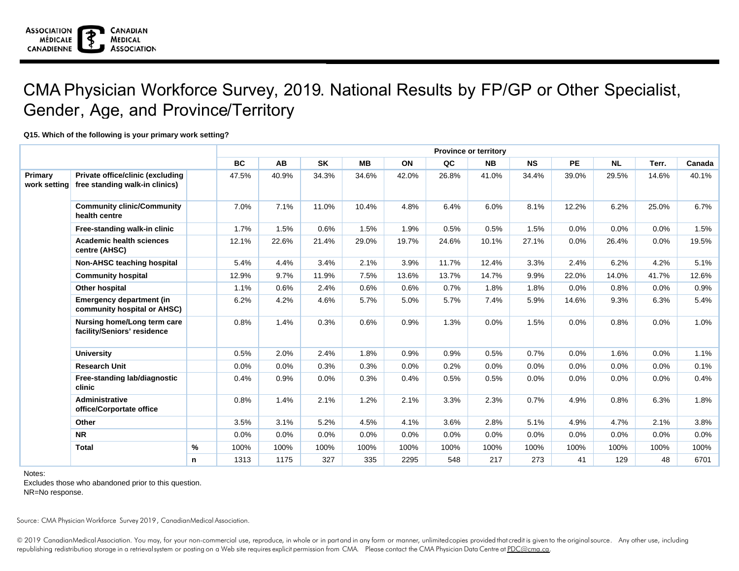# CMA Physician Workforce Survey, 2019. National Results by FP/GP or Other Specialist, Gender, Age, and Province/Territory

**Q15. Which of the following is your primary work setting?**

| | | | Province or territory | | | | | | | | | | | |
|---|---|---|---|---|---|---|---|---|---|---|---|---|---|---|
| | | | **BC** | **AB** | **SK** | **MB** | **ON** | **QC** | **NB** | **NS** | **PE** | **NL** | **Terr.** | **Canada** |
| **Primary work setting** | **Private office/clinic (excluding free standing walk-in clinics)** | | 47.5% | 40.9% | 34.3% | 34.6% | 42.0% | 26.8% | 41.0% | 34.4% | 39.0% | 29.5% | 14.6% | 40.1% |
| | **Community clinic/Community health centre** | | 7.0% | 7.1% | 11.0% | 10.4% | 4.8% | 6.4% | 6.0% | 8.1% | 12.2% | 6.2% | 25.0% | 6.7% |
| | **Free-standing walk-in clinic** | | 1.7% | 1.5% | 0.6% | 1.5% | 1.9% | 0.5% | 0.5% | 1.5% | 0.0% | 0.0% | 0.0% | 1.5% |
| | **Academic health sciences centre (AHSC)** | | 12.1% | 22.6% | 21.4% | 29.0% | 19.7% | 24.6% | 10.1% | 27.1% | 0.0% | 26.4% | 0.0% | 19.5% |
| | **Non-AHSC teaching hospital** | | 5.4% | 4.4% | 3.4% | 2.1% | 3.9% | 11.7% | 12.4% | 3.3% | 2.4% | 6.2% | 4.2% | 5.1% |
| | **Community hospital** | | 12.9% | 9.7% | 11.9% | 7.5% | 13.6% | 13.7% | 14.7% | 9.9% | 22.0% | 14.0% | 41.7% | 12.6% |
| | **Other hospital** | | 1.1% | 0.6% | 2.4% | 0.6% | 0.6% | 0.7% | 1.8% | 1.8% | 0.0% | 0.8% | 0.0% | 0.9% |
| | **Emergency department (in community hospital or AHSC)** | | 6.2% | 4.2% | 4.6% | 5.7% | 5.0% | 5.7% | 7.4% | 5.9% | 14.6% | 9.3% | 6.3% | 5.4% |
| | **Nursing home/Long term care facility/Seniors' residence** | | 0.8% | 1.4% | 0.3% | 0.6% | 0.9% | 1.3% | 0.0% | 1.5% | 0.0% | 0.8% | 0.0% | 1.0% |
| | **University** | | 0.5% | 2.0% | 2.4% | 1.8% | 0.9% | 0.9% | 0.5% | 0.7% | 0.0% | 1.6% | 0.0% | 1.1% |
| | **Research Unit** | | 0.0% | 0.0% | 0.3% | 0.3% | 0.0% | 0.2% | 0.0% | 0.0% | 0.0% | 0.0% | 0.0% | 0.1% |
| | **Free-standing lab/diagnostic clinic** | | 0.4% | 0.9% | 0.0% | 0.3% | 0.4% | 0.5% | 0.5% | 0.0% | 0.0% | 0.0% | 0.0% | 0.4% |
| | **Administrative office/Corportate office** | | 0.8% | 1.4% | 2.1% | 1.2% | 2.1% | 3.3% | 2.3% | 0.7% | 4.9% | 0.8% | 6.3% | 1.8% |
| | **Other** | | 3.5% | 3.1% | 5.2% | 4.5% | 4.1% | 3.6% | 2.8% | 5.1% | 4.9% | 4.7% | 2.1% | 3.8% |
| | **NR** | | 0.0% | 0.0% | 0.0% | 0.0% | 0.0% | 0.0% | 0.0% | 0.0% | 0.0% | 0.0% | 0.0% | 0.0% |
| | **Total** | **%** | 100% | 100% | 100% | 100% | 100% | 100% | 100% | 100% | 100% | 100% | 100% | 100% |
| | | **n** | 1313 | 1175 | 327 | 335 | 2295 | 548 | 217 | 273 | 41 | 129 | 48 | 6701 |

Notes:
Excludes those who abandoned prior to this question.
NR=No response.

Source: CMA Physician Workforce Survey 2019, Canadian Medical Association.

© 2019 Canadian Medical Association. You may, for your non-commercial use, reproduce, in whole or in part and in any form or manner, unlimited copies provided that credit is given to the original source. Any other use, including republishing redistribution, storage in a retrieval system or posting on a Web site requires explicit permission from CMA. Please contact the CMA Physician Data Centre at PDC@cma.ca.